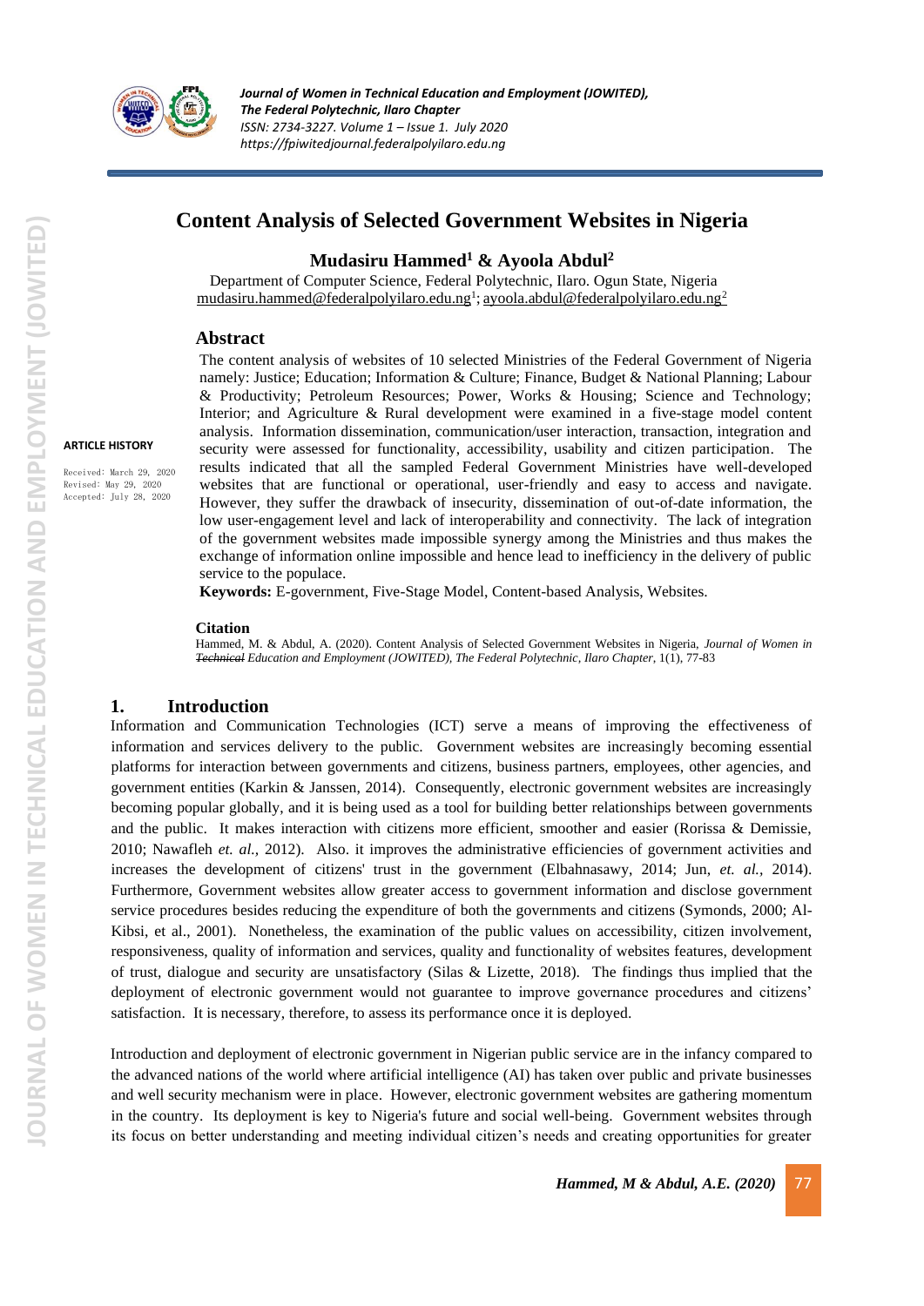# Content Analysis of Selected Government Websites in Nigeria

**Mudasiru Hammed[1] & Ayoola Abdul[2]**

Department of Computer Science, Federal Polytechnic, Ilaro. Ogun State, Nigeria
mudasiru.hammed@federalpolyilaro.edu.ng[1]; ayoola.abdul@federalpolyilaro.edu.ng[2]

**ARTICLE HISTORY**

Received: March 29, 2020
Revised: May 29, 2020
Accepted: July 28, 2020

## Abstract

The content analysis of websites of 10 selected Ministries of the Federal Government of Nigeria namely: Justice; Education; Information & Culture; Finance, Budget & National Planning; Labour & Productivity; Petroleum Resources; Power, Works & Housing; Science and Technology; Interior; and Agriculture & Rural development were examined in a five-stage model content analysis. Information dissemination, communication/user interaction, transaction, integration and security were assessed for functionality, accessibility, usability and citizen participation. The results indicated that all the sampled Federal Government Ministries have well-developed websites that are functional or operational, user-friendly and easy to access and navigate. However, they suffer the drawback of insecurity, dissemination of out-of-date information, the low user-engagement level and lack of interoperability and connectivity. The lack of integration of the government websites made impossible synergy among the Ministries and thus makes the exchange of information online impossible and hence lead to inefficiency in the delivery of public service to the populace.

**Keywords:** E-government, Five-Stage Model, Content-based Analysis, Websites.

**Citation**

Hammed, M. & Abdul, A. (2020). Content Analysis of Selected Government Websites in Nigeria, *Journal of Women in ~~Technical~~ Education and Employment (JOWITED), The Federal Polytechnic, Ilaro Chapter*, 1(1), 77-83

## 1. Introduction

Information and Communication Technologies (ICT) serve a means of improving the effectiveness of information and services delivery to the public. Government websites are increasingly becoming essential platforms for interaction between governments and citizens, business partners, employees, other agencies, and government entities (Karkin & Janssen, 2014). Consequently, electronic government websites are increasingly becoming popular globally, and it is being used as a tool for building better relationships between governments and the public. It makes interaction with citizens more efficient, smoother and easier (Rorissa & Demissie, 2010; Nawafleh *et. al.,* 2012). Also. it improves the administrative efficiencies of government activities and increases the development of citizens' trust in the government (Elbahnasawy, 2014; Jun, *et. al.,* 2014). Furthermore, Government websites allow greater access to government information and disclose government service procedures besides reducing the expenditure of both the governments and citizens (Symonds, 2000; Al-Kibsi, et al., 2001). Nonetheless, the examination of the public values on accessibility, citizen involvement, responsiveness, quality of information and services, quality and functionality of websites features, development of trust, dialogue and security are unsatisfactory (Silas & Lizette, 2018). The findings thus implied that the deployment of electronic government would not guarantee to improve governance procedures and citizens' satisfaction. It is necessary, therefore, to assess its performance once it is deployed.

Introduction and deployment of electronic government in Nigerian public service are in the infancy compared to the advanced nations of the world where artificial intelligence (AI) has taken over public and private businesses and well security mechanism were in place. However, electronic government websites are gathering momentum in the country. Its deployment is key to Nigeria's future and social well-being. Government websites through its focus on better understanding and meeting individual citizen's needs and creating opportunities for greater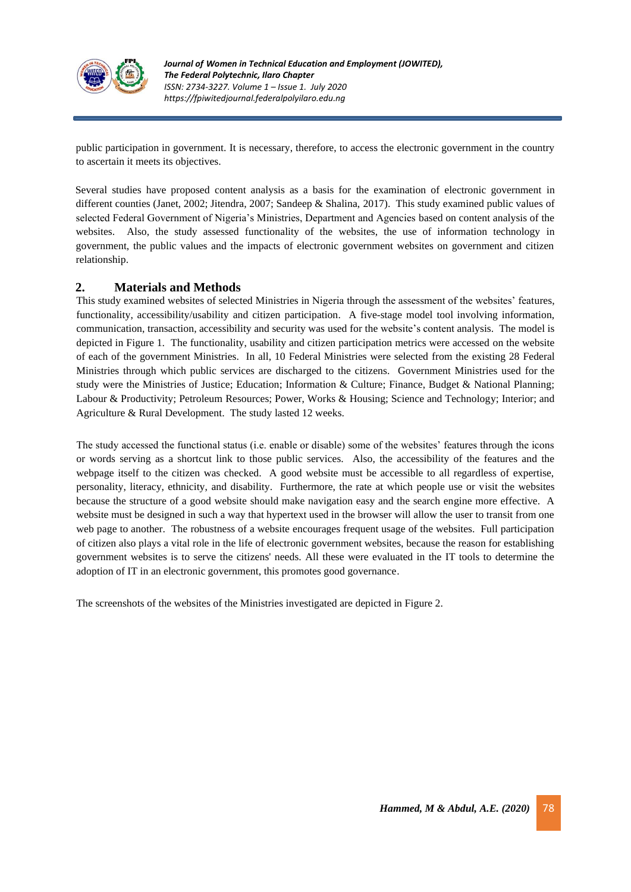public participation in government. It is necessary, therefore, to access the electronic government in the country to ascertain it meets its objectives.

Several studies have proposed content analysis as a basis for the examination of electronic government in different counties (Janet, 2002; Jitendra, 2007; Sandeep & Shalina, 2017). This study examined public values of selected Federal Government of Nigeria's Ministries, Department and Agencies based on content analysis of the websites. Also, the study assessed functionality of the websites, the use of information technology in government, the public values and the impacts of electronic government websites on government and citizen relationship.

## 2. Materials and Methods

This study examined websites of selected Ministries in Nigeria through the assessment of the websites' features, functionality, accessibility/usability and citizen participation. A five-stage model tool involving information, communication, transaction, accessibility and security was used for the website's content analysis. The model is depicted in Figure 1. The functionality, usability and citizen participation metrics were accessed on the website of each of the government Ministries. In all, 10 Federal Ministries were selected from the existing 28 Federal Ministries through which public services are discharged to the citizens. Government Ministries used for the study were the Ministries of Justice; Education; Information & Culture; Finance, Budget & National Planning; Labour & Productivity; Petroleum Resources; Power, Works & Housing; Science and Technology; Interior; and Agriculture & Rural Development. The study lasted 12 weeks.

The study accessed the functional status (i.e. enable or disable) some of the websites' features through the icons or words serving as a shortcut link to those public services. Also, the accessibility of the features and the webpage itself to the citizen was checked. A good website must be accessible to all regardless of expertise, personality, literacy, ethnicity, and disability. Furthermore, the rate at which people use or visit the websites because the structure of a good website should make navigation easy and the search engine more effective. A website must be designed in such a way that hypertext used in the browser will allow the user to transit from one web page to another. The robustness of a website encourages frequent usage of the websites. Full participation of citizen also plays a vital role in the life of electronic government websites, because the reason for establishing government websites is to serve the citizens' needs. All these were evaluated in the IT tools to determine the adoption of IT in an electronic government, this promotes good governance.

The screenshots of the websites of the Ministries investigated are depicted in Figure 2.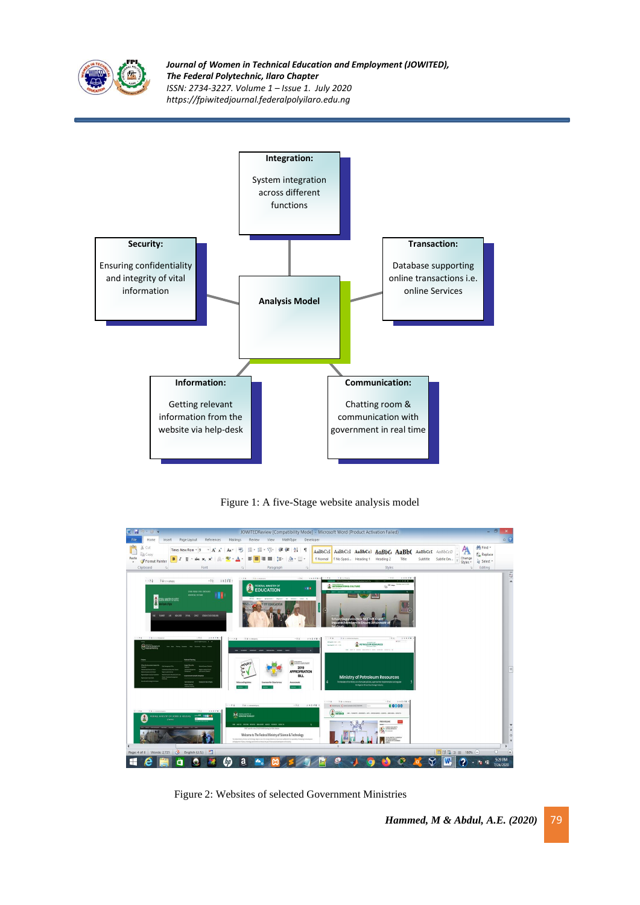**Integration:**

System integration across different functions

**Security:**

Ensuring confidentiality and integrity of vital information

**Transaction:**

Database supporting online transactions i.e. online Services

**Analysis Model**

**Information:**

Getting relevant information from the website via help-desk

**Communication:**

Chatting room & communication with government in real time

Figure 1: A five-Stage website analysis model

Figure 2: Websites of selected Government Ministries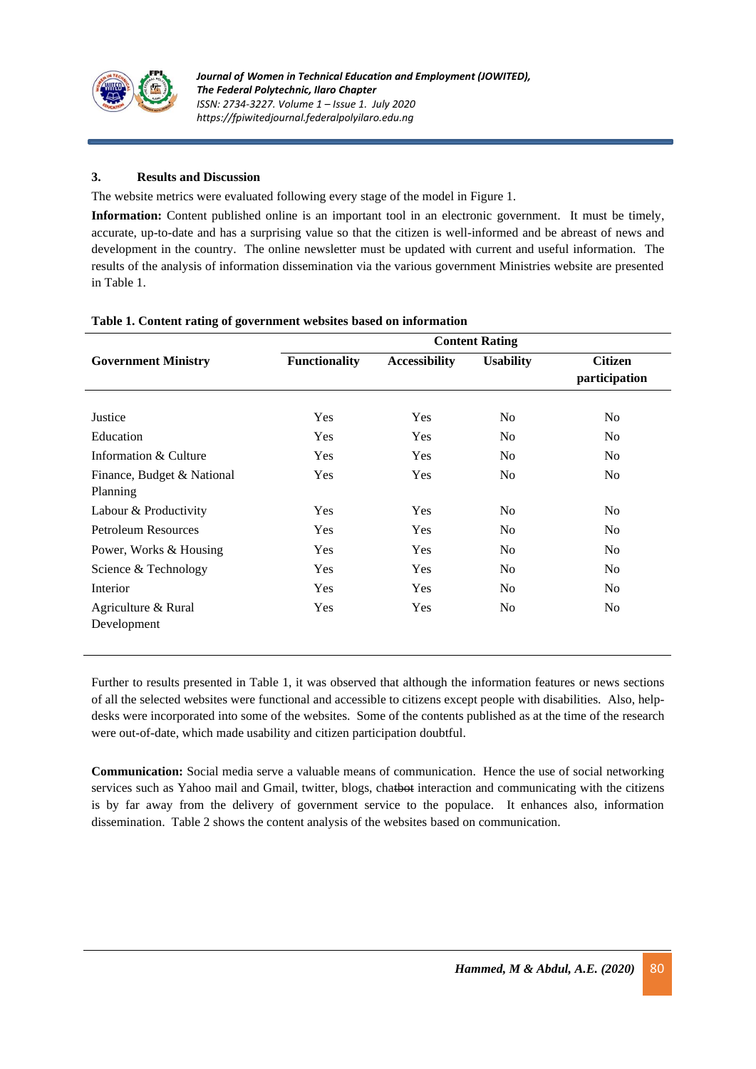## 3. Results and Discussion

The website metrics were evaluated following every stage of the model in Figure 1.

**Information:** Content published online is an important tool in an electronic government. It must be timely, accurate, up-to-date and has a surprising value so that the citizen is well-informed and be abreast of news and development in the country. The online newsletter must be updated with current and useful information. The results of the analysis of information dissemination via the various government Ministries website are presented in Table 1.

**Table 1. Content rating of government websites based on information**

| Government Ministry | Content Rating | | | |
|---|---|---|---|---|
| | **Functionality** | **Accessibility** | **Usability** | **Citizen participation** |
| Justice | Yes | Yes | No | No |
| Education | Yes | Yes | No | No |
| Information & Culture | Yes | Yes | No | No |
| Finance, Budget & National Planning | Yes | Yes | No | No |
| Labour & Productivity | Yes | Yes | No | No |
| Petroleum Resources | Yes | Yes | No | No |
| Power, Works & Housing | Yes | Yes | No | No |
| Science & Technology | Yes | Yes | No | No |
| Interior | Yes | Yes | No | No |
| Agriculture & Rural Development | Yes | Yes | No | No |

Further to results presented in Table 1, it was observed that although the information features or news sections of all the selected websites were functional and accessible to citizens except people with disabilities. Also, help-desks were incorporated into some of the websites. Some of the contents published as at the time of the research were out-of-date, which made usability and citizen participation doubtful.

**Communication:** Social media serve a valuable means of communication. Hence the use of social networking services such as Yahoo mail and Gmail, twitter, blogs, ~~chatbot~~ interaction and communicating with the citizens is by far away from the delivery of government service to the populace. It enhances also, information dissemination. Table 2 shows the content analysis of the websites based on communication.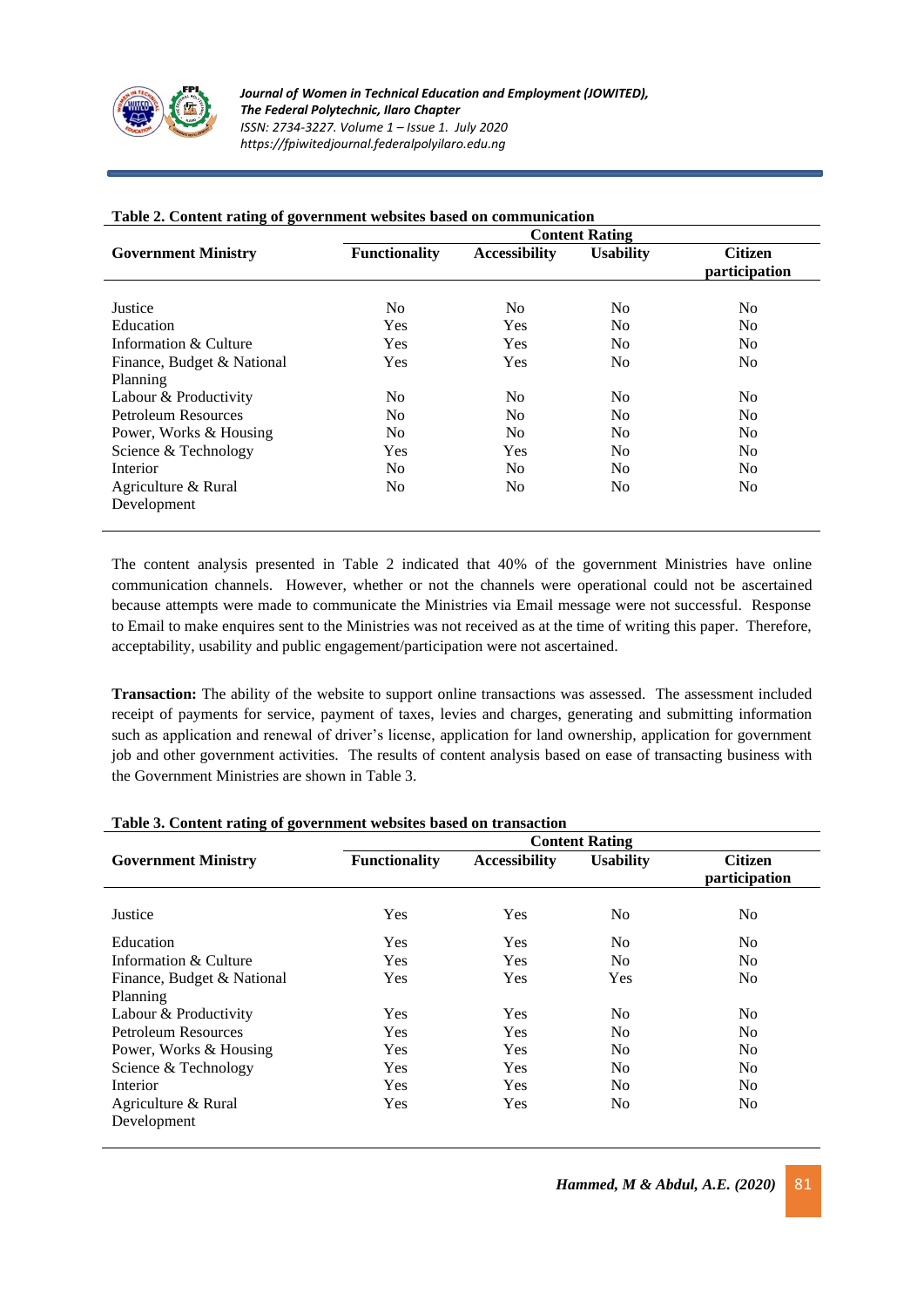**Table 2. Content rating of government websites based on communication**

| Government Ministry | Content Rating | | | |
|---|---|---|---|---|
| | Functionality | Accessibility | Usability | Citizen participation |
| Justice | No | No | No | No |
| Education | Yes | Yes | No | No |
| Information & Culture | Yes | Yes | No | No |
| Finance, Budget & National Planning | Yes | Yes | No | No |
| Labour & Productivity | No | No | No | No |
| Petroleum Resources | No | No | No | No |
| Power, Works & Housing | No | No | No | No |
| Science & Technology | Yes | Yes | No | No |
| Interior | No | No | No | No |
| Agriculture & Rural Development | No | No | No | No |

The content analysis presented in Table 2 indicated that 40% of the government Ministries have online communication channels. However, whether or not the channels were operational could not be ascertained because attempts were made to communicate the Ministries via Email message were not successful. Response to Email to make enquires sent to the Ministries was not received as at the time of writing this paper. Therefore, acceptability, usability and public engagement/participation were not ascertained.

**Transaction:** The ability of the website to support online transactions was assessed. The assessment included receipt of payments for service, payment of taxes, levies and charges, generating and submitting information such as application and renewal of driver's license, application for land ownership, application for government job and other government activities. The results of content analysis based on ease of transacting business with the Government Ministries are shown in Table 3.

**Table 3. Content rating of government websites based on transaction**

| Government Ministry | Content Rating | | | |
|---|---|---|---|---|
| | Functionality | Accessibility | Usability | Citizen participation |
| Justice | Yes | Yes | No | No |
| Education | Yes | Yes | No | No |
| Information & Culture | Yes | Yes | No | No |
| Finance, Budget & National Planning | Yes | Yes | Yes | No |
| Labour & Productivity | Yes | Yes | No | No |
| Petroleum Resources | Yes | Yes | No | No |
| Power, Works & Housing | Yes | Yes | No | No |
| Science & Technology | Yes | Yes | No | No |
| Interior | Yes | Yes | No | No |
| Agriculture & Rural Development | Yes | Yes | No | No |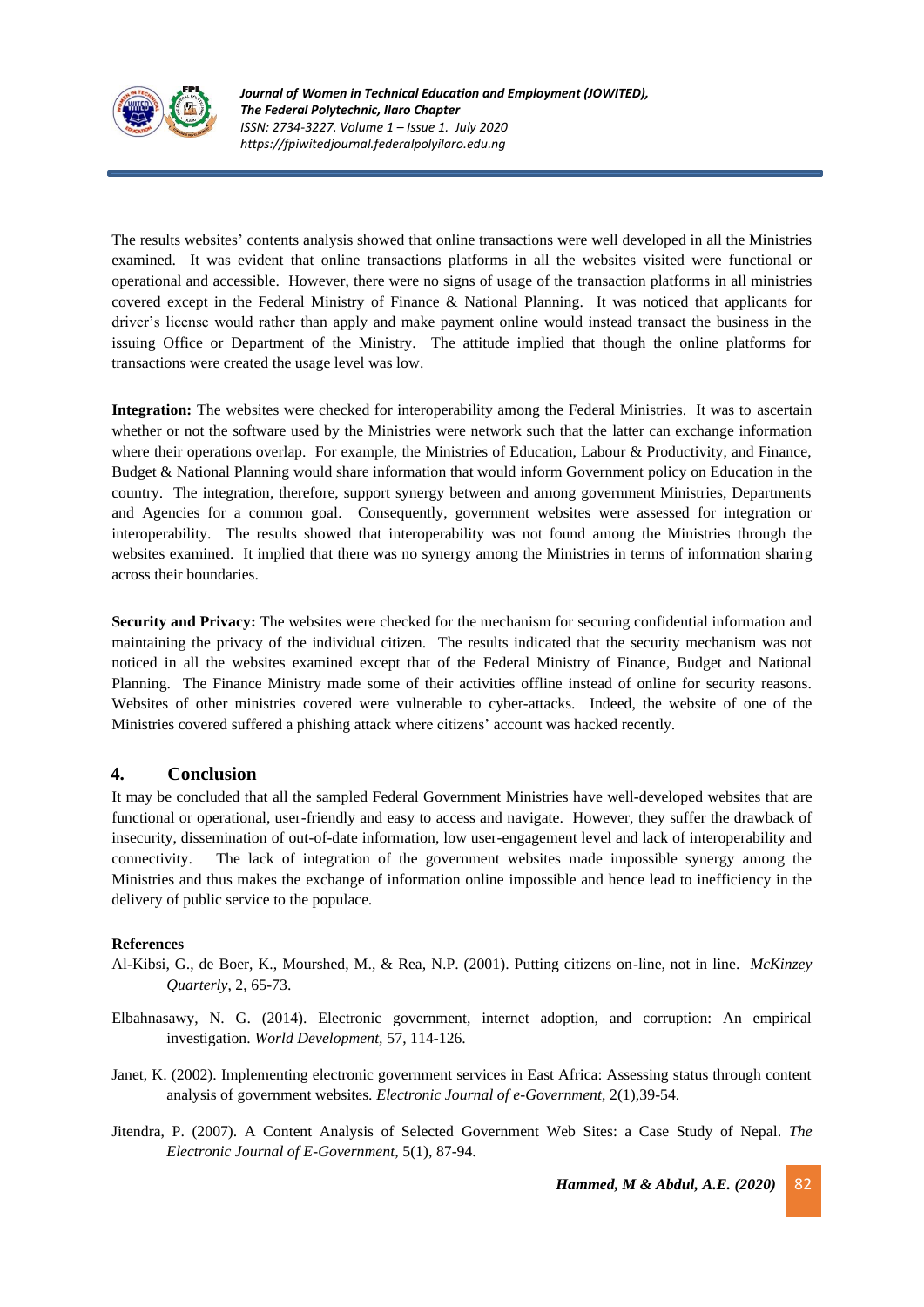The results websites' contents analysis showed that online transactions were well developed in all the Ministries examined. It was evident that online transactions platforms in all the websites visited were functional or operational and accessible. However, there were no signs of usage of the transaction platforms in all ministries covered except in the Federal Ministry of Finance & National Planning. It was noticed that applicants for driver's license would rather than apply and make payment online would instead transact the business in the issuing Office or Department of the Ministry. The attitude implied that though the online platforms for transactions were created the usage level was low.

**Integration:** The websites were checked for interoperability among the Federal Ministries. It was to ascertain whether or not the software used by the Ministries were network such that the latter can exchange information where their operations overlap. For example, the Ministries of Education, Labour & Productivity, and Finance, Budget & National Planning would share information that would inform Government policy on Education in the country. The integration, therefore, support synergy between and among government Ministries, Departments and Agencies for a common goal. Consequently, government websites were assessed for integration or interoperability. The results showed that interoperability was not found among the Ministries through the websites examined. It implied that there was no synergy among the Ministries in terms of information sharing across their boundaries.

**Security and Privacy:** The websites were checked for the mechanism for securing confidential information and maintaining the privacy of the individual citizen. The results indicated that the security mechanism was not noticed in all the websites examined except that of the Federal Ministry of Finance, Budget and National Planning. The Finance Ministry made some of their activities offline instead of online for security reasons. Websites of other ministries covered were vulnerable to cyber-attacks. Indeed, the website of one of the Ministries covered suffered a phishing attack where citizens' account was hacked recently.

## 4. Conclusion

It may be concluded that all the sampled Federal Government Ministries have well-developed websites that are functional or operational, user-friendly and easy to access and navigate. However, they suffer the drawback of insecurity, dissemination of out-of-date information, low user-engagement level and lack of interoperability and connectivity. The lack of integration of the government websites made impossible synergy among the Ministries and thus makes the exchange of information online impossible and hence lead to inefficiency in the delivery of public service to the populace.

**References**

Al-Kibsi, G., de Boer, K., Mourshed, M., & Rea, N.P. (2001). Putting citizens on-line, not in line. *McKinzey Quarterly*, 2, 65-73.

Elbahnasawy, N. G. (2014). Electronic government, internet adoption, and corruption: An empirical investigation. *World Development*, 57, 114-126.

Janet, K. (2002). Implementing electronic government services in East Africa: Assessing status through content analysis of government websites. *Electronic Journal of e-Government*, 2(1),39-54.

Jitendra, P. (2007). A Content Analysis of Selected Government Web Sites: a Case Study of Nepal. *The Electronic Journal of E-Government*, 5(1), 87-94.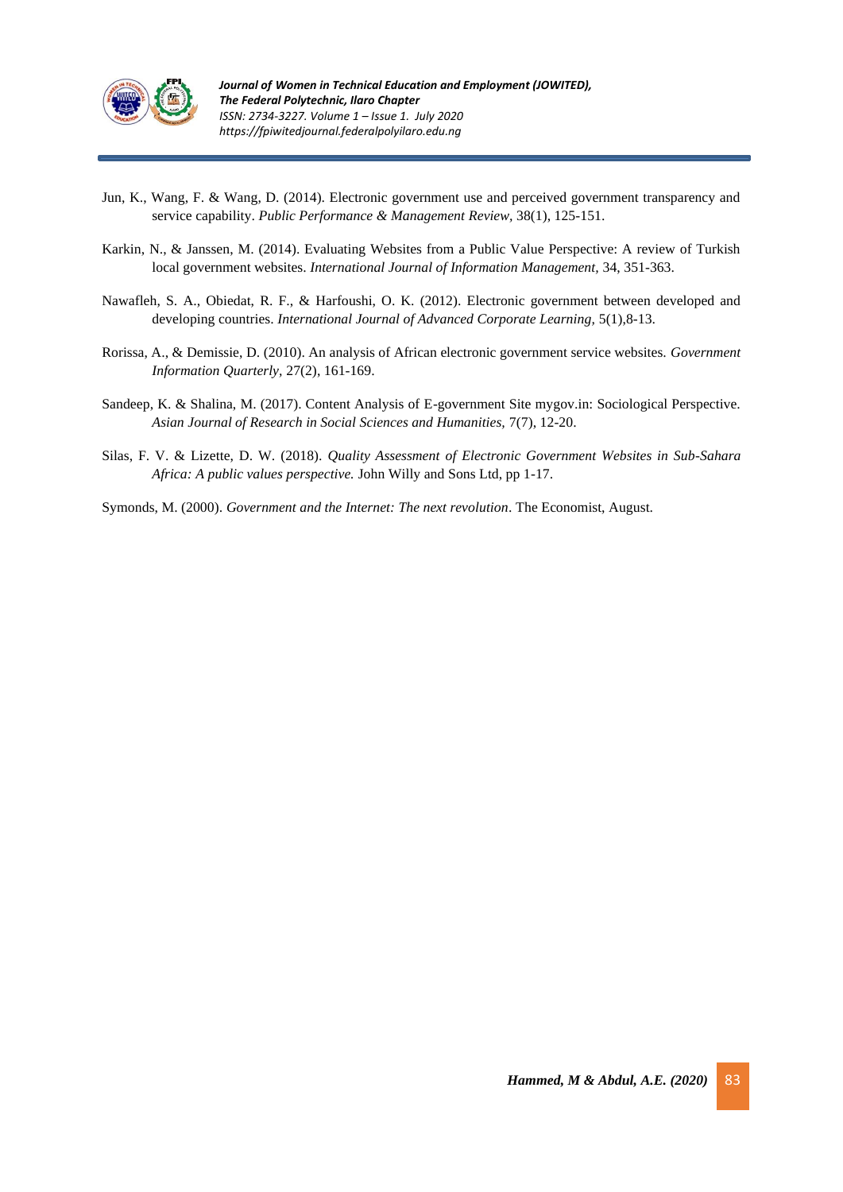Jun, K., Wang, F. & Wang, D. (2014). Electronic government use and perceived government transparency and service capability. *Public Performance & Management Review,* 38(1), 125-151.

Karkin, N., & Janssen, M. (2014). Evaluating Websites from a Public Value Perspective: A review of Turkish local government websites. *International Journal of Information Management,* 34, 351-363.

Nawafleh, S. A., Obiedat, R. F., & Harfoushi, O. K. (2012). Electronic government between developed and developing countries. *International Journal of Advanced Corporate Learning,* 5(1),8-13.

Rorissa, A., & Demissie, D. (2010). An analysis of African electronic government service websites. *Government Information Quarterly,* 27(2), 161-169.

Sandeep, K. & Shalina, M. (2017). Content Analysis of E-government Site mygov.in: Sociological Perspective. *Asian Journal of Research in Social Sciences and Humanities,* 7(7), 12-20.

Silas, F. V. & Lizette, D. W. (2018). *Quality Assessment of Electronic Government Websites in Sub-Sahara Africa: A public values perspective.* John Willy and Sons Ltd, pp 1-17.

Symonds, M. (2000). *Government and the Internet: The next revolution*. The Economist, August.